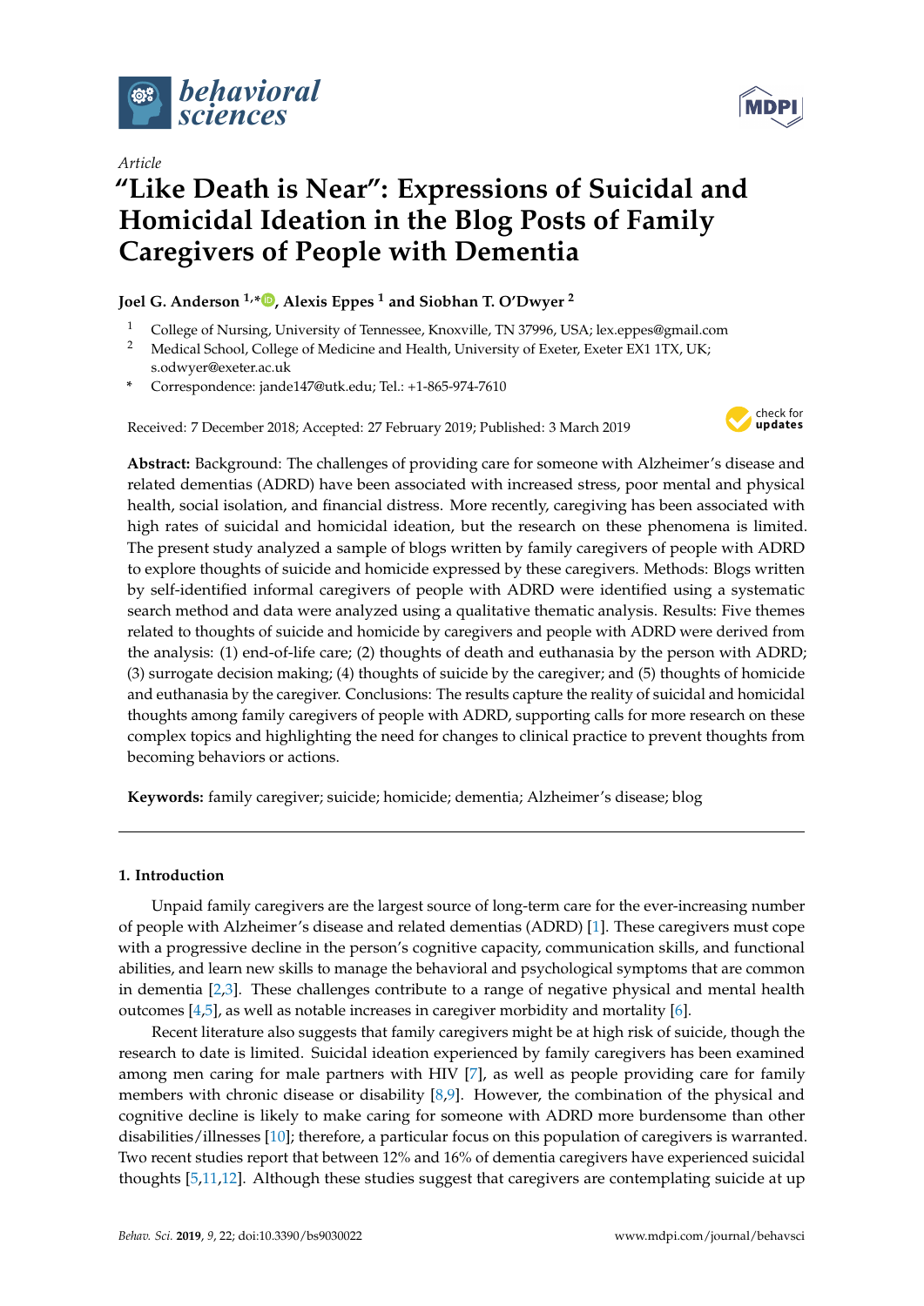Article

# "Like Death is Near": Expressions of Suicidal and Homicidal Ideation in the Blog Posts of Family Caregivers of People with Dementia

**Joel G. Anderson [1,*], Alexis Eppes [1] and Siobhan T. O'Dwyer [2]**

[1] College of Nursing, University of Tennessee, Knoxville, TN 37996, USA; lex.eppes@gmail.com
[2] Medical School, College of Medicine and Health, University of Exeter, Exeter EX1 1TX, UK; s.odwyer@exeter.ac.uk
* Correspondence: jande147@utk.edu; Tel.: +1-865-974-7610

Received: 7 December 2018; Accepted: 27 February 2019; Published: 3 March 2019

**Abstract:** Background: The challenges of providing care for someone with Alzheimer's disease and related dementias (ADRD) have been associated with increased stress, poor mental and physical health, social isolation, and financial distress. More recently, caregiving has been associated with high rates of suicidal and homicidal ideation, but the research on these phenomena is limited. The present study analyzed a sample of blogs written by family caregivers of people with ADRD to explore thoughts of suicide and homicide expressed by these caregivers. Methods: Blogs written by self-identified informal caregivers of people with ADRD were identified using a systematic search method and data were analyzed using a qualitative thematic analysis. Results: Five themes related to thoughts of suicide and homicide by caregivers and people with ADRD were derived from the analysis: (1) end-of-life care; (2) thoughts of death and euthanasia by the person with ADRD; (3) surrogate decision making; (4) thoughts of suicide by the caregiver; and (5) thoughts of homicide and euthanasia by the caregiver. Conclusions: The results capture the reality of suicidal and homicidal thoughts among family caregivers of people with ADRD, supporting calls for more research on these complex topics and highlighting the need for changes to clinical practice to prevent thoughts from becoming behaviors or actions.

**Keywords:** family caregiver; suicide; homicide; dementia; Alzheimer's disease; blog

## 1. Introduction

Unpaid family caregivers are the largest source of long-term care for the ever-increasing number of people with Alzheimer's disease and related dementias (ADRD) [1]. These caregivers must cope with a progressive decline in the person's cognitive capacity, communication skills, and functional abilities, and learn new skills to manage the behavioral and psychological symptoms that are common in dementia [2,3]. These challenges contribute to a range of negative physical and mental health outcomes [4,5], as well as notable increases in caregiver morbidity and mortality [6].

Recent literature also suggests that family caregivers might be at high risk of suicide, though the research to date is limited. Suicidal ideation experienced by family caregivers has been examined among men caring for male partners with HIV [7], as well as people providing care for family members with chronic disease or disability [8,9]. However, the combination of the physical and cognitive decline is likely to make caring for someone with ADRD more burdensome than other disabilities/illnesses [10]; therefore, a particular focus on this population of caregivers is warranted. Two recent studies report that between 12% and 16% of dementia caregivers have experienced suicidal thoughts [5,11,12]. Although these studies suggest that caregivers are contemplating suicide at up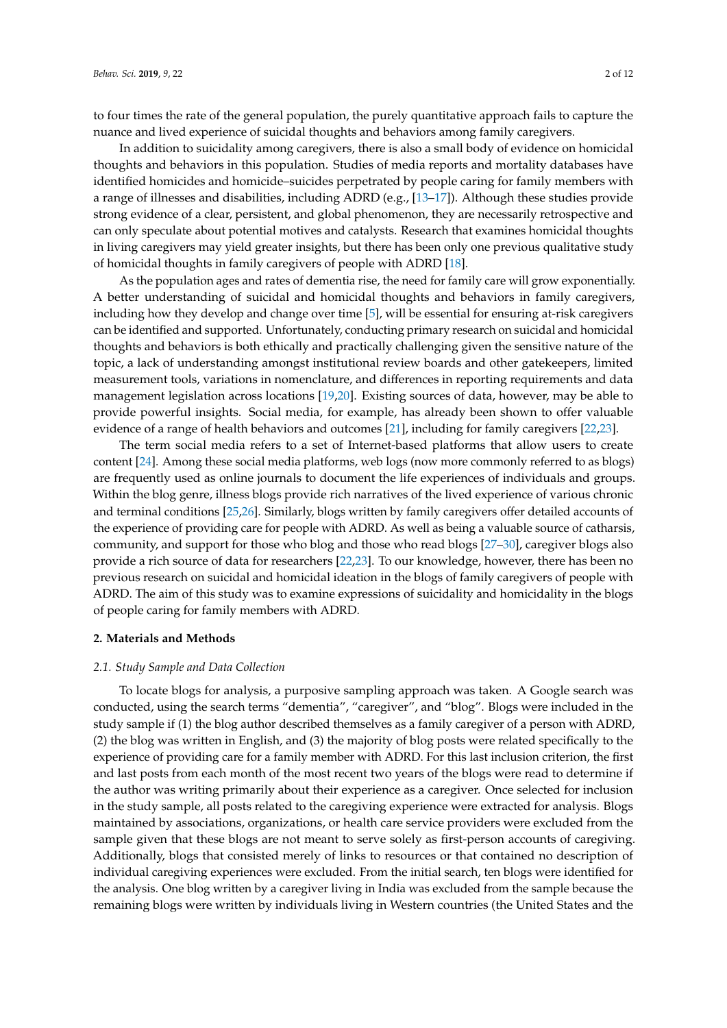to four times the rate of the general population, the purely quantitative approach fails to capture the nuance and lived experience of suicidal thoughts and behaviors among family caregivers.

In addition to suicidality among caregivers, there is also a small body of evidence on homicidal thoughts and behaviors in this population. Studies of media reports and mortality databases have identified homicides and homicide–suicides perpetrated by people caring for family members with a range of illnesses and disabilities, including ADRD (e.g., [13–17]). Although these studies provide strong evidence of a clear, persistent, and global phenomenon, they are necessarily retrospective and can only speculate about potential motives and catalysts. Research that examines homicidal thoughts in living caregivers may yield greater insights, but there has been only one previous qualitative study of homicidal thoughts in family caregivers of people with ADRD [18].

As the population ages and rates of dementia rise, the need for family care will grow exponentially. A better understanding of suicidal and homicidal thoughts and behaviors in family caregivers, including how they develop and change over time [5], will be essential for ensuring at-risk caregivers can be identified and supported. Unfortunately, conducting primary research on suicidal and homicidal thoughts and behaviors is both ethically and practically challenging given the sensitive nature of the topic, a lack of understanding amongst institutional review boards and other gatekeepers, limited measurement tools, variations in nomenclature, and differences in reporting requirements and data management legislation across locations [19,20]. Existing sources of data, however, may be able to provide powerful insights. Social media, for example, has already been shown to offer valuable evidence of a range of health behaviors and outcomes [21], including for family caregivers [22,23].

The term social media refers to a set of Internet-based platforms that allow users to create content [24]. Among these social media platforms, web logs (now more commonly referred to as blogs) are frequently used as online journals to document the life experiences of individuals and groups. Within the blog genre, illness blogs provide rich narratives of the lived experience of various chronic and terminal conditions [25,26]. Similarly, blogs written by family caregivers offer detailed accounts of the experience of providing care for people with ADRD. As well as being a valuable source of catharsis, community, and support for those who blog and those who read blogs [27–30], caregiver blogs also provide a rich source of data for researchers [22,23]. To our knowledge, however, there has been no previous research on suicidal and homicidal ideation in the blogs of family caregivers of people with ADRD. The aim of this study was to examine expressions of suicidality and homicidality in the blogs of people caring for family members with ADRD.

## 2. Materials and Methods

### *2.1. Study Sample and Data Collection*

To locate blogs for analysis, a purposive sampling approach was taken. A Google search was conducted, using the search terms "dementia", "caregiver", and "blog". Blogs were included in the study sample if (1) the blog author described themselves as a family caregiver of a person with ADRD, (2) the blog was written in English, and (3) the majority of blog posts were related specifically to the experience of providing care for a family member with ADRD. For this last inclusion criterion, the first and last posts from each month of the most recent two years of the blogs were read to determine if the author was writing primarily about their experience as a caregiver. Once selected for inclusion in the study sample, all posts related to the caregiving experience were extracted for analysis. Blogs maintained by associations, organizations, or health care service providers were excluded from the sample given that these blogs are not meant to serve solely as first-person accounts of caregiving. Additionally, blogs that consisted merely of links to resources or that contained no description of individual caregiving experiences were excluded. From the initial search, ten blogs were identified for the analysis. One blog written by a caregiver living in India was excluded from the sample because the remaining blogs were written by individuals living in Western countries (the United States and the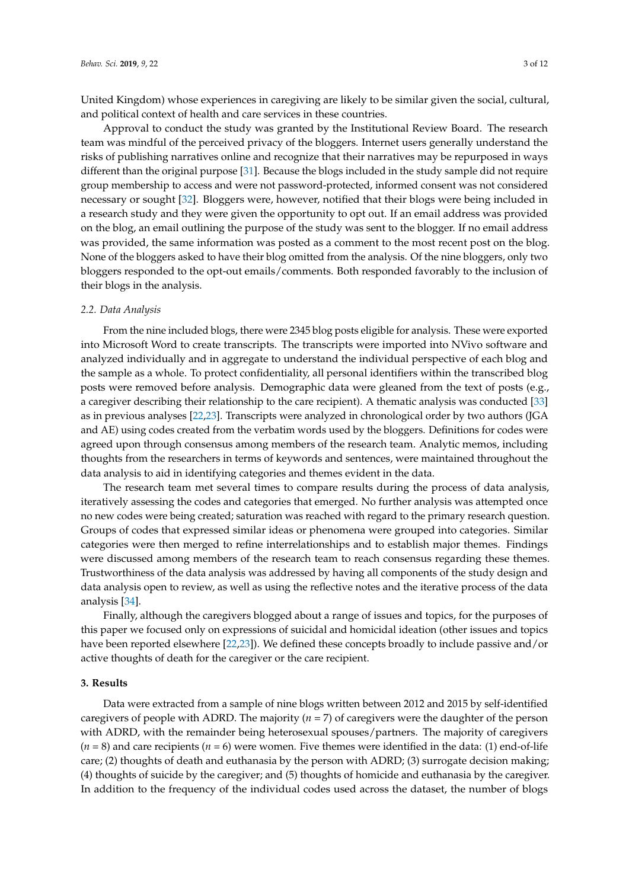United Kingdom) whose experiences in caregiving are likely to be similar given the social, cultural, and political context of health and care services in these countries.

Approval to conduct the study was granted by the Institutional Review Board. The research team was mindful of the perceived privacy of the bloggers. Internet users generally understand the risks of publishing narratives online and recognize that their narratives may be repurposed in ways different than the original purpose [31]. Because the blogs included in the study sample did not require group membership to access and were not password-protected, informed consent was not considered necessary or sought [32]. Bloggers were, however, notified that their blogs were being included in a research study and they were given the opportunity to opt out. If an email address was provided on the blog, an email outlining the purpose of the study was sent to the blogger. If no email address was provided, the same information was posted as a comment to the most recent post on the blog. None of the bloggers asked to have their blog omitted from the analysis. Of the nine bloggers, only two bloggers responded to the opt-out emails/comments. Both responded favorably to the inclusion of their blogs in the analysis.

### *2.2. Data Analysis*

From the nine included blogs, there were 2345 blog posts eligible for analysis. These were exported into Microsoft Word to create transcripts. The transcripts were imported into NVivo software and analyzed individually and in aggregate to understand the individual perspective of each blog and the sample as a whole. To protect confidentiality, all personal identifiers within the transcribed blog posts were removed before analysis. Demographic data were gleaned from the text of posts (e.g., a caregiver describing their relationship to the care recipient). A thematic analysis was conducted [33] as in previous analyses [22,23]. Transcripts were analyzed in chronological order by two authors (JGA and AE) using codes created from the verbatim words used by the bloggers. Definitions for codes were agreed upon through consensus among members of the research team. Analytic memos, including thoughts from the researchers in terms of keywords and sentences, were maintained throughout the data analysis to aid in identifying categories and themes evident in the data.

The research team met several times to compare results during the process of data analysis, iteratively assessing the codes and categories that emerged. No further analysis was attempted once no new codes were being created; saturation was reached with regard to the primary research question. Groups of codes that expressed similar ideas or phenomena were grouped into categories. Similar categories were then merged to refine interrelationships and to establish major themes. Findings were discussed among members of the research team to reach consensus regarding these themes. Trustworthiness of the data analysis was addressed by having all components of the study design and data analysis open to review, as well as using the reflective notes and the iterative process of the data analysis [34].

Finally, although the caregivers blogged about a range of issues and topics, for the purposes of this paper we focused only on expressions of suicidal and homicidal ideation (other issues and topics have been reported elsewhere [22,23]). We defined these concepts broadly to include passive and/or active thoughts of death for the caregiver or the care recipient.

## 3. Results

Data were extracted from a sample of nine blogs written between 2012 and 2015 by self-identified caregivers of people with ADRD. The majority ($n$ = 7) of caregivers were the daughter of the person with ADRD, with the remainder being heterosexual spouses/partners. The majority of caregivers ($n$ = 8) and care recipients ($n$ = 6) were women. Five themes were identified in the data: (1) end-of-life care; (2) thoughts of death and euthanasia by the person with ADRD; (3) surrogate decision making; (4) thoughts of suicide by the caregiver; and (5) thoughts of homicide and euthanasia by the caregiver. In addition to the frequency of the individual codes used across the dataset, the number of blogs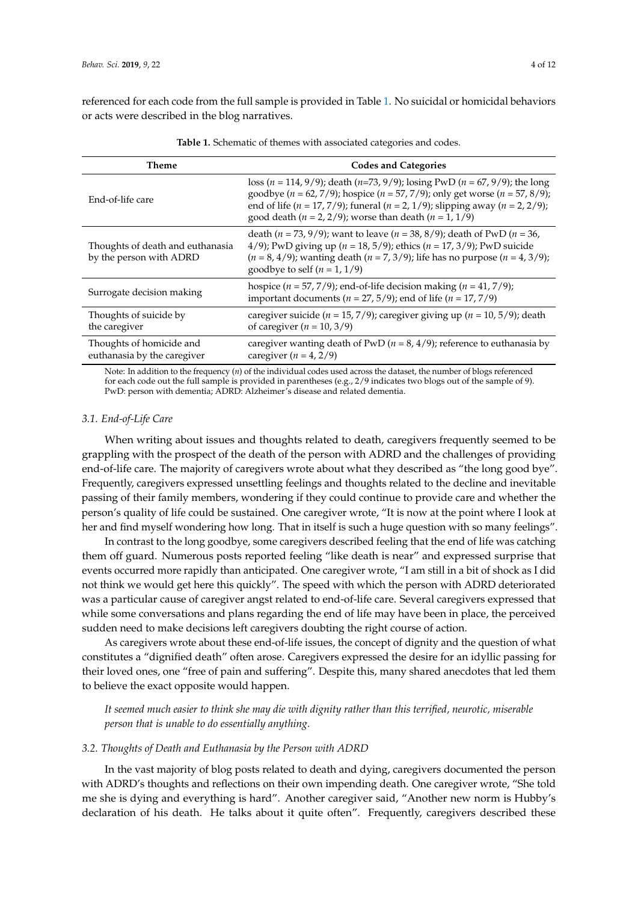referenced for each code from the full sample is provided in Table 1. No suicidal or homicidal behaviors or acts were described in the blog narratives.

**Table 1.** Schematic of themes with associated categories and codes.

| Theme | Codes and Categories |
| --- | --- |
| End-of-life care | loss ($n$ = 114, 9/9); death ($n$=73, 9/9); losing PwD ($n$ = 67, 9/9); the long goodbye ($n$ = 62, 7/9); hospice ($n$ = 57, 7/9); only get worse ($n$ = 57, 8/9); end of life ($n$ = 17, 7/9); funeral ($n$ = 2, 1/9); slipping away ($n$ = 2, 2/9); good death ($n$ = 2, 2/9); worse than death ($n$ = 1, 1/9) |
| Thoughts of death and euthanasia by the person with ADRD | death ($n$ = 73, 9/9); want to leave ($n$ = 38, 8/9); death of PwD ($n$ = 36, 4/9); PwD giving up ($n$ = 18, 5/9); ethics ($n$ = 17, 3/9); PwD suicide ($n$ = 8, 4/9); wanting death ($n$ = 7, 3/9); life has no purpose ($n$ = 4, 3/9); goodbye to self ($n$ = 1, 1/9) |
| Surrogate decision making | hospice ($n$ = 57, 7/9); end-of-life decision making ($n$ = 41, 7/9); important documents ($n$ = 27, 5/9); end of life ($n$ = 17, 7/9) |
| Thoughts of suicide by the caregiver | caregiver suicide ($n$ = 15, 7/9); caregiver giving up ($n$ = 10, 5/9); death of caregiver ($n$ = 10, 3/9) |
| Thoughts of homicide and euthanasia by the caregiver | caregiver wanting death of PwD ($n$ = 8, 4/9); reference to euthanasia by caregiver ($n$ = 4, 2/9) |

Note: In addition to the frequency ($n$) of the individual codes used across the dataset, the number of blogs referenced for each code out the full sample is provided in parentheses (e.g., 2/9 indicates two blogs out of the sample of 9). PwD: person with dementia; ADRD: Alzheimer's disease and related dementia.

### 3.1. End-of-Life Care

When writing about issues and thoughts related to death, caregivers frequently seemed to be grappling with the prospect of the death of the person with ADRD and the challenges of providing end-of-life care. The majority of caregivers wrote about what they described as "the long good bye". Frequently, caregivers expressed unsettling feelings and thoughts related to the decline and inevitable passing of their family members, wondering if they could continue to provide care and whether the person's quality of life could be sustained. One caregiver wrote, "It is now at the point where I look at her and find myself wondering how long. That in itself is such a huge question with so many feelings".

In contrast to the long goodbye, some caregivers described feeling that the end of life was catching them off guard. Numerous posts reported feeling "like death is near" and expressed surprise that events occurred more rapidly than anticipated. One caregiver wrote, "I am still in a bit of shock as I did not think we would get here this quickly". The speed with which the person with ADRD deteriorated was a particular cause of caregiver angst related to end-of-life care. Several caregivers expressed that while some conversations and plans regarding the end of life may have been in place, the perceived sudden need to make decisions left caregivers doubting the right course of action.

As caregivers wrote about these end-of-life issues, the concept of dignity and the question of what constitutes a "dignified death" often arose. Caregivers expressed the desire for an idyllic passing for their loved ones, one "free of pain and suffering". Despite this, many shared anecdotes that led them to believe the exact opposite would happen.

> *It seemed much easier to think she may die with dignity rather than this terrified, neurotic, miserable person that is unable to do essentially anything.*

### 3.2. Thoughts of Death and Euthanasia by the Person with ADRD

In the vast majority of blog posts related to death and dying, caregivers documented the person with ADRD's thoughts and reflections on their own impending death. One caregiver wrote, "She told me she is dying and everything is hard". Another caregiver said, "Another new norm is Hubby's declaration of his death. He talks about it quite often". Frequently, caregivers described these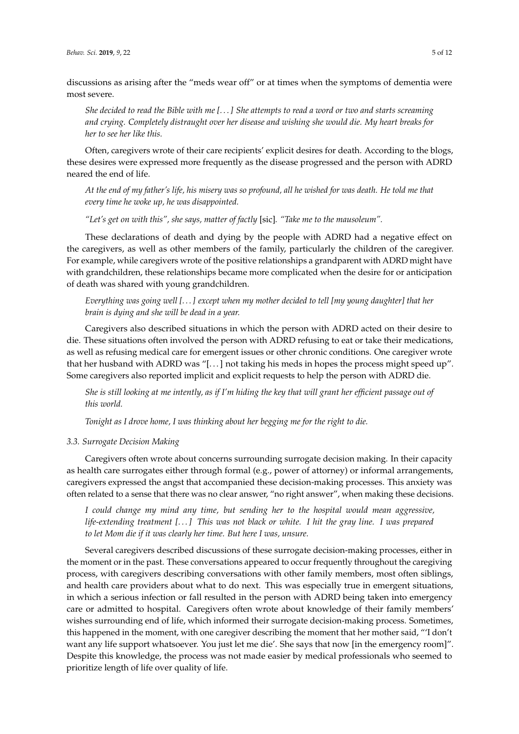discussions as arising after the "meds wear off" or at times when the symptoms of dementia were most severe.

*She decided to read the Bible with me [. . . ] She attempts to read a word or two and starts screaming and crying. Completely distraught over her disease and wishing she would die. My heart breaks for her to see her like this.*

Often, caregivers wrote of their care recipients' explicit desires for death. According to the blogs, these desires were expressed more frequently as the disease progressed and the person with ADRD neared the end of life.

*At the end of my father's life, his misery was so profound, all he wished for was death. He told me that every time he woke up, he was disappointed.*

*"Let's get on with this", she says, matter of factly* [sic]. *"Take me to the mausoleum".*

These declarations of death and dying by the people with ADRD had a negative effect on the caregivers, as well as other members of the family, particularly the children of the caregiver. For example, while caregivers wrote of the positive relationships a grandparent with ADRD might have with grandchildren, these relationships became more complicated when the desire for or anticipation of death was shared with young grandchildren.

*Everything was going well [. . . ] except when my mother decided to tell [my young daughter] that her brain is dying and she will be dead in a year.*

Caregivers also described situations in which the person with ADRD acted on their desire to die. These situations often involved the person with ADRD refusing to eat or take their medications, as well as refusing medical care for emergent issues or other chronic conditions. One caregiver wrote that her husband with ADRD was "[. . . ] not taking his meds in hopes the process might speed up". Some caregivers also reported implicit and explicit requests to help the person with ADRD die.

*She is still looking at me intently, as if I'm hiding the key that will grant her efficient passage out of this world.*

*Tonight as I drove home, I was thinking about her begging me for the right to die.*

### *3.3. Surrogate Decision Making*

Caregivers often wrote about concerns surrounding surrogate decision making. In their capacity as health care surrogates either through formal (e.g., power of attorney) or informal arrangements, caregivers expressed the angst that accompanied these decision-making processes. This anxiety was often related to a sense that there was no clear answer, "no right answer", when making these decisions.

*I could change my mind any time, but sending her to the hospital would mean aggressive, life-extending treatment [. . . ] This was not black or white. I hit the gray line. I was prepared to let Mom die if it was clearly her time. But here I was, unsure.*

Several caregivers described discussions of these surrogate decision-making processes, either in the moment or in the past. These conversations appeared to occur frequently throughout the caregiving process, with caregivers describing conversations with other family members, most often siblings, and health care providers about what to do next. This was especially true in emergent situations, in which a serious infection or fall resulted in the person with ADRD being taken into emergency care or admitted to hospital. Caregivers often wrote about knowledge of their family members' wishes surrounding end of life, which informed their surrogate decision-making process. Sometimes, this happened in the moment, with one caregiver describing the moment that her mother said, "'I don't want any life support whatsoever. You just let me die'. She says that now [in the emergency room]". Despite this knowledge, the process was not made easier by medical professionals who seemed to prioritize length of life over quality of life.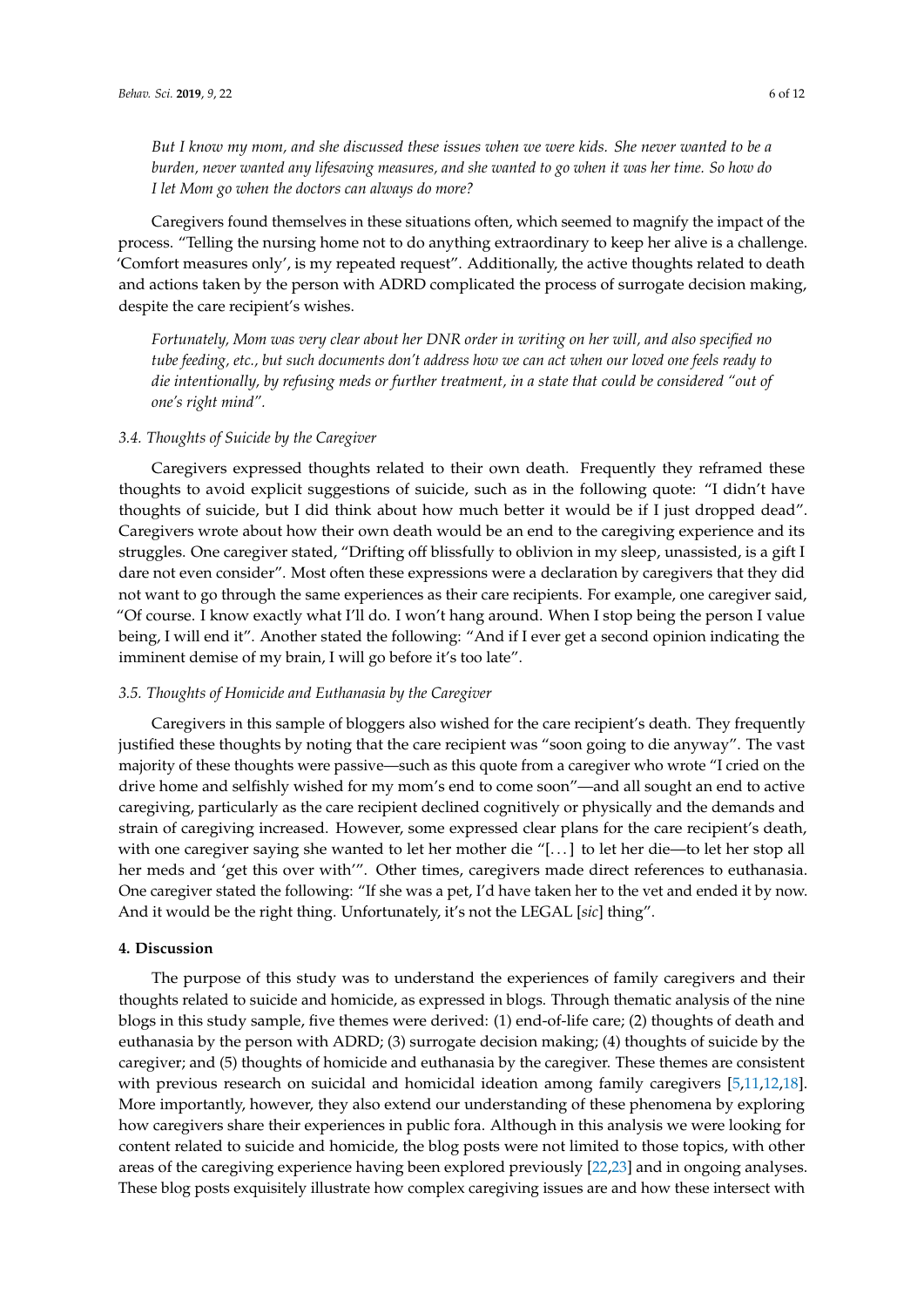*But I know my mom, and she discussed these issues when we were kids. She never wanted to be a burden, never wanted any lifesaving measures, and she wanted to go when it was her time. So how do I let Mom go when the doctors can always do more?*

Caregivers found themselves in these situations often, which seemed to magnify the impact of the process. "Telling the nursing home not to do anything extraordinary to keep her alive is a challenge. 'Comfort measures only', is my repeated request". Additionally, the active thoughts related to death and actions taken by the person with ADRD complicated the process of surrogate decision making, despite the care recipient's wishes.

*Fortunately, Mom was very clear about her DNR order in writing on her will, and also specified no tube feeding, etc., but such documents don't address how we can act when our loved one feels ready to die intentionally, by refusing meds or further treatment, in a state that could be considered "out of one's right mind".*

### 3.4. Thoughts of Suicide by the Caregiver

Caregivers expressed thoughts related to their own death. Frequently they reframed these thoughts to avoid explicit suggestions of suicide, such as in the following quote: "I didn't have thoughts of suicide, but I did think about how much better it would be if I just dropped dead". Caregivers wrote about how their own death would be an end to the caregiving experience and its struggles. One caregiver stated, "Drifting off blissfully to oblivion in my sleep, unassisted, is a gift I dare not even consider". Most often these expressions were a declaration by caregivers that they did not want to go through the same experiences as their care recipients. For example, one caregiver said, "Of course. I know exactly what I'll do. I won't hang around. When I stop being the person I value being, I will end it". Another stated the following: "And if I ever get a second opinion indicating the imminent demise of my brain, I will go before it's too late".

### 3.5. Thoughts of Homicide and Euthanasia by the Caregiver

Caregivers in this sample of bloggers also wished for the care recipient's death. They frequently justified these thoughts by noting that the care recipient was "soon going to die anyway". The vast majority of these thoughts were passive—such as this quote from a caregiver who wrote "I cried on the drive home and selfishly wished for my mom's end to come soon"—and all sought an end to active caregiving, particularly as the care recipient declined cognitively or physically and the demands and strain of caregiving increased. However, some expressed clear plans for the care recipient's death, with one caregiver saying she wanted to let her mother die "[...] to let her die—to let her stop all her meds and 'get this over with'". Other times, caregivers made direct references to euthanasia. One caregiver stated the following: "If she was a pet, I'd have taken her to the vet and ended it by now. And it would be the right thing. Unfortunately, it's not the LEGAL [*sic*] thing".

## 4. Discussion

The purpose of this study was to understand the experiences of family caregivers and their thoughts related to suicide and homicide, as expressed in blogs. Through thematic analysis of the nine blogs in this study sample, five themes were derived: (1) end-of-life care; (2) thoughts of death and euthanasia by the person with ADRD; (3) surrogate decision making; (4) thoughts of suicide by the caregiver; and (5) thoughts of homicide and euthanasia by the caregiver. These themes are consistent with previous research on suicidal and homicidal ideation among family caregivers [5,11,12,18]. More importantly, however, they also extend our understanding of these phenomena by exploring how caregivers share their experiences in public fora. Although in this analysis we were looking for content related to suicide and homicide, the blog posts were not limited to those topics, with other areas of the caregiving experience having been explored previously [22,23] and in ongoing analyses. These blog posts exquisitely illustrate how complex caregiving issues are and how these intersect with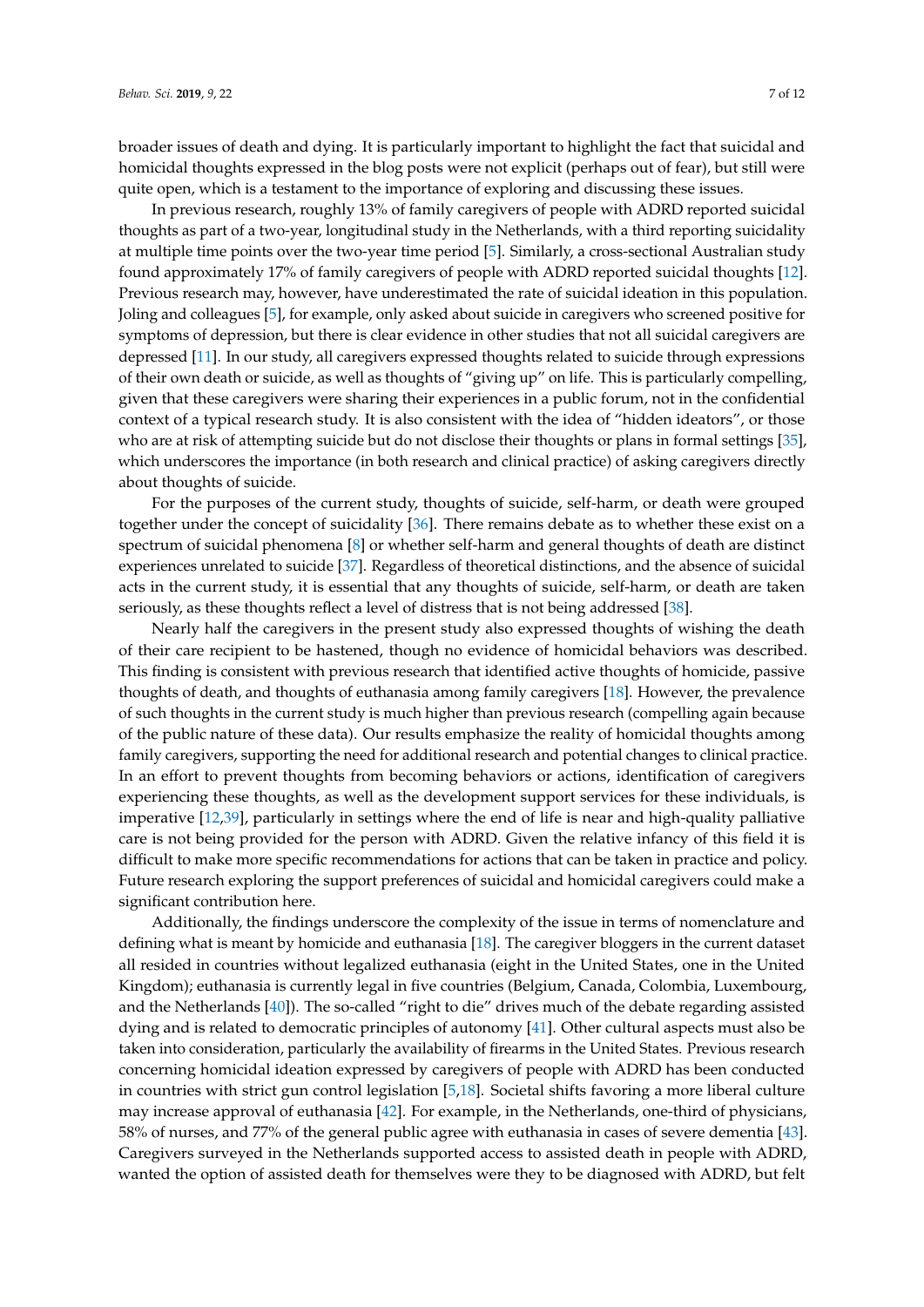broader issues of death and dying. It is particularly important to highlight the fact that suicidal and homicidal thoughts expressed in the blog posts were not explicit (perhaps out of fear), but still were quite open, which is a testament to the importance of exploring and discussing these issues.

In previous research, roughly 13% of family caregivers of people with ADRD reported suicidal thoughts as part of a two-year, longitudinal study in the Netherlands, with a third reporting suicidality at multiple time points over the two-year time period [5]. Similarly, a cross-sectional Australian study found approximately 17% of family caregivers of people with ADRD reported suicidal thoughts [12]. Previous research may, however, have underestimated the rate of suicidal ideation in this population. Joling and colleagues [5], for example, only asked about suicide in caregivers who screened positive for symptoms of depression, but there is clear evidence in other studies that not all suicidal caregivers are depressed [11]. In our study, all caregivers expressed thoughts related to suicide through expressions of their own death or suicide, as well as thoughts of "giving up" on life. This is particularly compelling, given that these caregivers were sharing their experiences in a public forum, not in the confidential context of a typical research study. It is also consistent with the idea of "hidden ideators", or those who are at risk of attempting suicide but do not disclose their thoughts or plans in formal settings [35], which underscores the importance (in both research and clinical practice) of asking caregivers directly about thoughts of suicide.

For the purposes of the current study, thoughts of suicide, self-harm, or death were grouped together under the concept of suicidality [36]. There remains debate as to whether these exist on a spectrum of suicidal phenomena [8] or whether self-harm and general thoughts of death are distinct experiences unrelated to suicide [37]. Regardless of theoretical distinctions, and the absence of suicidal acts in the current study, it is essential that any thoughts of suicide, self-harm, or death are taken seriously, as these thoughts reflect a level of distress that is not being addressed [38].

Nearly half the caregivers in the present study also expressed thoughts of wishing the death of their care recipient to be hastened, though no evidence of homicidal behaviors was described. This finding is consistent with previous research that identified active thoughts of homicide, passive thoughts of death, and thoughts of euthanasia among family caregivers [18]. However, the prevalence of such thoughts in the current study is much higher than previous research (compelling again because of the public nature of these data). Our results emphasize the reality of homicidal thoughts among family caregivers, supporting the need for additional research and potential changes to clinical practice. In an effort to prevent thoughts from becoming behaviors or actions, identification of caregivers experiencing these thoughts, as well as the development support services for these individuals, is imperative [12,39], particularly in settings where the end of life is near and high-quality palliative care is not being provided for the person with ADRD. Given the relative infancy of this field it is difficult to make more specific recommendations for actions that can be taken in practice and policy. Future research exploring the support preferences of suicidal and homicidal caregivers could make a significant contribution here.

Additionally, the findings underscore the complexity of the issue in terms of nomenclature and defining what is meant by homicide and euthanasia [18]. The caregiver bloggers in the current dataset all resided in countries without legalized euthanasia (eight in the United States, one in the United Kingdom); euthanasia is currently legal in five countries (Belgium, Canada, Colombia, Luxembourg, and the Netherlands [40]). The so-called "right to die" drives much of the debate regarding assisted dying and is related to democratic principles of autonomy [41]. Other cultural aspects must also be taken into consideration, particularly the availability of firearms in the United States. Previous research concerning homicidal ideation expressed by caregivers of people with ADRD has been conducted in countries with strict gun control legislation [5,18]. Societal shifts favoring a more liberal culture may increase approval of euthanasia [42]. For example, in the Netherlands, one-third of physicians, 58% of nurses, and 77% of the general public agree with euthanasia in cases of severe dementia [43]. Caregivers surveyed in the Netherlands supported access to assisted death in people with ADRD, wanted the option of assisted death for themselves were they to be diagnosed with ADRD, but felt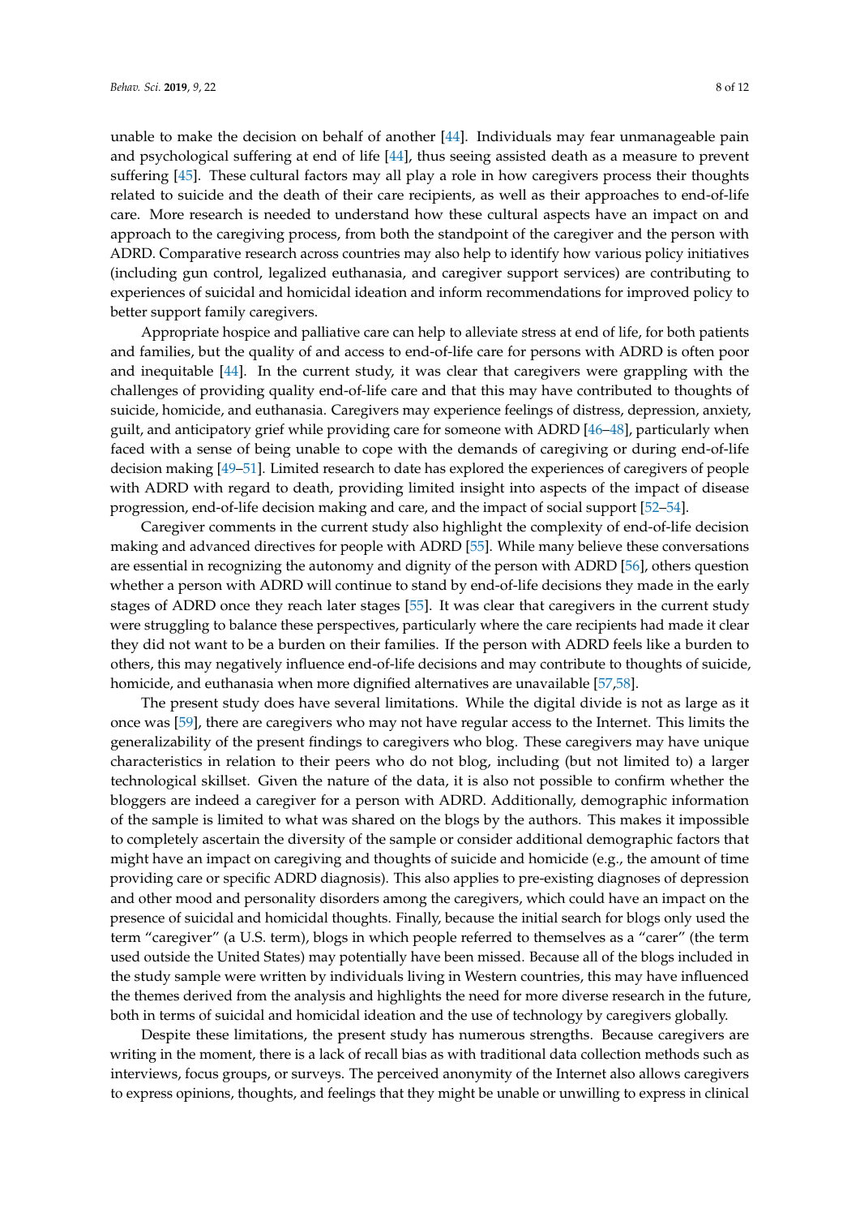unable to make the decision on behalf of another [44]. Individuals may fear unmanageable pain and psychological suffering at end of life [44], thus seeing assisted death as a measure to prevent suffering [45]. These cultural factors may all play a role in how caregivers process their thoughts related to suicide and the death of their care recipients, as well as their approaches to end-of-life care. More research is needed to understand how these cultural aspects have an impact on and approach to the caregiving process, from both the standpoint of the caregiver and the person with ADRD. Comparative research across countries may also help to identify how various policy initiatives (including gun control, legalized euthanasia, and caregiver support services) are contributing to experiences of suicidal and homicidal ideation and inform recommendations for improved policy to better support family caregivers.

Appropriate hospice and palliative care can help to alleviate stress at end of life, for both patients and families, but the quality of and access to end-of-life care for persons with ADRD is often poor and inequitable [44]. In the current study, it was clear that caregivers were grappling with the challenges of providing quality end-of-life care and that this may have contributed to thoughts of suicide, homicide, and euthanasia. Caregivers may experience feelings of distress, depression, anxiety, guilt, and anticipatory grief while providing care for someone with ADRD [46–48], particularly when faced with a sense of being unable to cope with the demands of caregiving or during end-of-life decision making [49–51]. Limited research to date has explored the experiences of caregivers of people with ADRD with regard to death, providing limited insight into aspects of the impact of disease progression, end-of-life decision making and care, and the impact of social support [52–54].

Caregiver comments in the current study also highlight the complexity of end-of-life decision making and advanced directives for people with ADRD [55]. While many believe these conversations are essential in recognizing the autonomy and dignity of the person with ADRD [56], others question whether a person with ADRD will continue to stand by end-of-life decisions they made in the early stages of ADRD once they reach later stages [55]. It was clear that caregivers in the current study were struggling to balance these perspectives, particularly where the care recipients had made it clear they did not want to be a burden on their families. If the person with ADRD feels like a burden to others, this may negatively influence end-of-life decisions and may contribute to thoughts of suicide, homicide, and euthanasia when more dignified alternatives are unavailable [57,58].

The present study does have several limitations. While the digital divide is not as large as it once was [59], there are caregivers who may not have regular access to the Internet. This limits the generalizability of the present findings to caregivers who blog. These caregivers may have unique characteristics in relation to their peers who do not blog, including (but not limited to) a larger technological skillset. Given the nature of the data, it is also not possible to confirm whether the bloggers are indeed a caregiver for a person with ADRD. Additionally, demographic information of the sample is limited to what was shared on the blogs by the authors. This makes it impossible to completely ascertain the diversity of the sample or consider additional demographic factors that might have an impact on caregiving and thoughts of suicide and homicide (e.g., the amount of time providing care or specific ADRD diagnosis). This also applies to pre-existing diagnoses of depression and other mood and personality disorders among the caregivers, which could have an impact on the presence of suicidal and homicidal thoughts. Finally, because the initial search for blogs only used the term "caregiver" (a U.S. term), blogs in which people referred to themselves as a "carer" (the term used outside the United States) may potentially have been missed. Because all of the blogs included in the study sample were written by individuals living in Western countries, this may have influenced the themes derived from the analysis and highlights the need for more diverse research in the future, both in terms of suicidal and homicidal ideation and the use of technology by caregivers globally.

Despite these limitations, the present study has numerous strengths. Because caregivers are writing in the moment, there is a lack of recall bias as with traditional data collection methods such as interviews, focus groups, or surveys. The perceived anonymity of the Internet also allows caregivers to express opinions, thoughts, and feelings that they might be unable or unwilling to express in clinical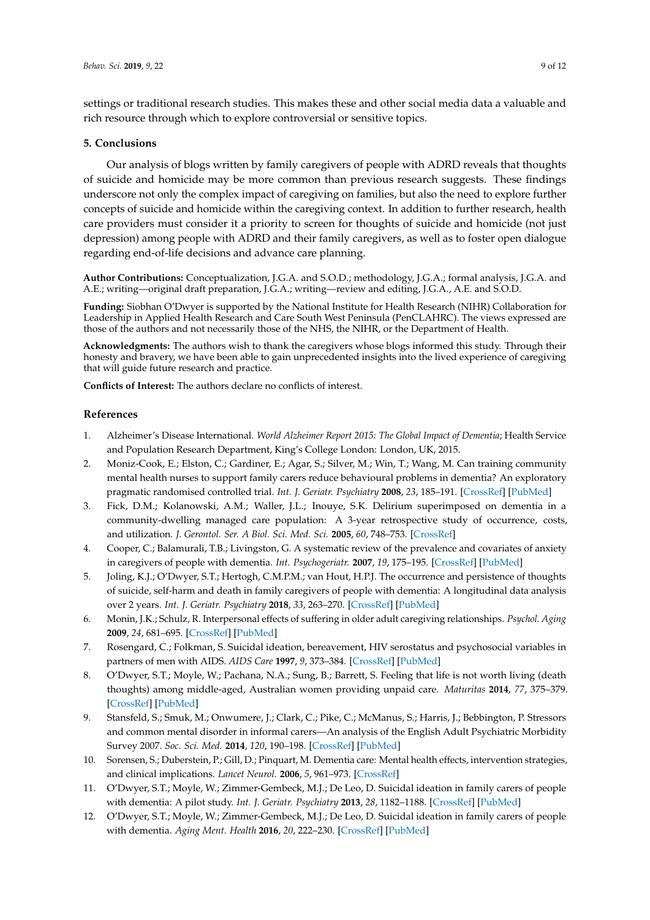settings or traditional research studies. This makes these and other social media data a valuable and rich resource through which to explore controversial or sensitive topics.

## 5. Conclusions

Our analysis of blogs written by family caregivers of people with ADRD reveals that thoughts of suicide and homicide may be more common than previous research suggests. These findings underscore not only the complex impact of caregiving on families, but also the need to explore further concepts of suicide and homicide within the caregiving context. In addition to further research, health care providers must consider it a priority to screen for thoughts of suicide and homicide (not just depression) among people with ADRD and their family caregivers, as well as to foster open dialogue regarding end-of-life decisions and advance care planning.

**Author Contributions:** Conceptualization, J.G.A. and S.O.D.; methodology, J.G.A.; formal analysis, J.G.A. and A.E.; writing—original draft preparation, J.G.A.; writing—review and editing, J.G.A., A.E. and S.O.D.

**Funding:** Siobhan O'Dwyer is supported by the National Institute for Health Research (NIHR) Collaboration for Leadership in Applied Health Research and Care South West Peninsula (PenCLAHRC). The views expressed are those of the authors and not necessarily those of the NHS, the NIHR, or the Department of Health.

**Acknowledgments:** The authors wish to thank the caregivers whose blogs informed this study. Through their honesty and bravery, we have been able to gain unprecedented insights into the lived experience of caregiving that will guide future research and practice.

**Conflicts of Interest:** The authors declare no conflicts of interest.

## References

1. Alzheimer's Disease International. *World Alzheimer Report 2015: The Global Impact of Dementia*; Health Service and Population Research Department, King's College London: London, UK, 2015.
2. Moniz-Cook, E.; Elston, C.; Gardiner, E.; Agar, S.; Silver, M.; Win, T.; Wang, M. Can training community mental health nurses to support family carers reduce behavioural problems in dementia? An exploratory pragmatic randomised controlled trial. *Int. J. Geriatr. Psychiatry* **2008**, *23*, 185–191. [CrossRef] [PubMed]
3. Fick, D.M.; Kolanowski, A.M.; Waller, J.L.; Inouye, S.K. Delirium superimposed on dementia in a community-dwelling managed care population: A 3-year retrospective study of occurrence, costs, and utilization. *J. Gerontol. Ser. A Biol. Sci. Med. Sci.* **2005**, *60*, 748–753. [CrossRef]
4. Cooper, C.; Balamurali, T.B.; Livingston, G. A systematic review of the prevalence and covariates of anxiety in caregivers of people with dementia. *Int. Psychogeriatr.* **2007**, *19*, 175–195. [CrossRef] [PubMed]
5. Joling, K.J.; O'Dwyer, S.T.; Hertogh, C.M.P.M.; van Hout, H.P.J. The occurrence and persistence of thoughts of suicide, self-harm and death in family caregivers of people with dementia: A longitudinal data analysis over 2 years. *Int. J. Geriatr. Psychiatry* **2018**, *33*, 263–270. [CrossRef] [PubMed]
6. Monin, J.K.; Schulz, R. Interpersonal effects of suffering in older adult caregiving relationships. *Psychol. Aging* **2009**, *24*, 681–695. [CrossRef] [PubMed]
7. Rosengard, C.; Folkman, S. Suicidal ideation, bereavement, HIV serostatus and psychosocial variables in partners of men with AIDS. *AIDS Care* **1997**, *9*, 373–384. [CrossRef] [PubMed]
8. O'Dwyer, S.T.; Moyle, W.; Pachana, N.A.; Sung, B.; Barrett, S. Feeling that life is not worth living (death thoughts) among middle-aged, Australian women providing unpaid care. *Maturitas* **2014**, *77*, 375–379. [CrossRef] [PubMed]
9. Stansfeld, S.; Smuk, M.; Onwumere, J.; Clark, C.; Pike, C.; McManus, S.; Harris, J.; Bebbington, P. Stressors and common mental disorder in informal carers—An analysis of the English Adult Psychiatric Morbidity Survey 2007. *Soc. Sci. Med.* **2014**, *120*, 190–198. [CrossRef] [PubMed]
10. Sorensen, S.; Duberstein, P.; Gill, D.; Pinquart, M. Dementia care: Mental health effects, intervention strategies, and clinical implications. *Lancet Neurol.* **2006**, *5*, 961–973. [CrossRef]
11. O'Dwyer, S.T.; Moyle, W.; Zimmer-Gembeck, M.J.; De Leo, D. Suicidal ideation in family carers of people with dementia: A pilot study. *Int. J. Geriatr. Psychiatry* **2013**, *28*, 1182–1188. [CrossRef] [PubMed]
12. O'Dwyer, S.T.; Moyle, W.; Zimmer-Gembeck, M.J.; De Leo, D. Suicidal ideation in family carers of people with dementia. *Aging Ment. Health* **2016**, *20*, 222–230. [CrossRef] [PubMed]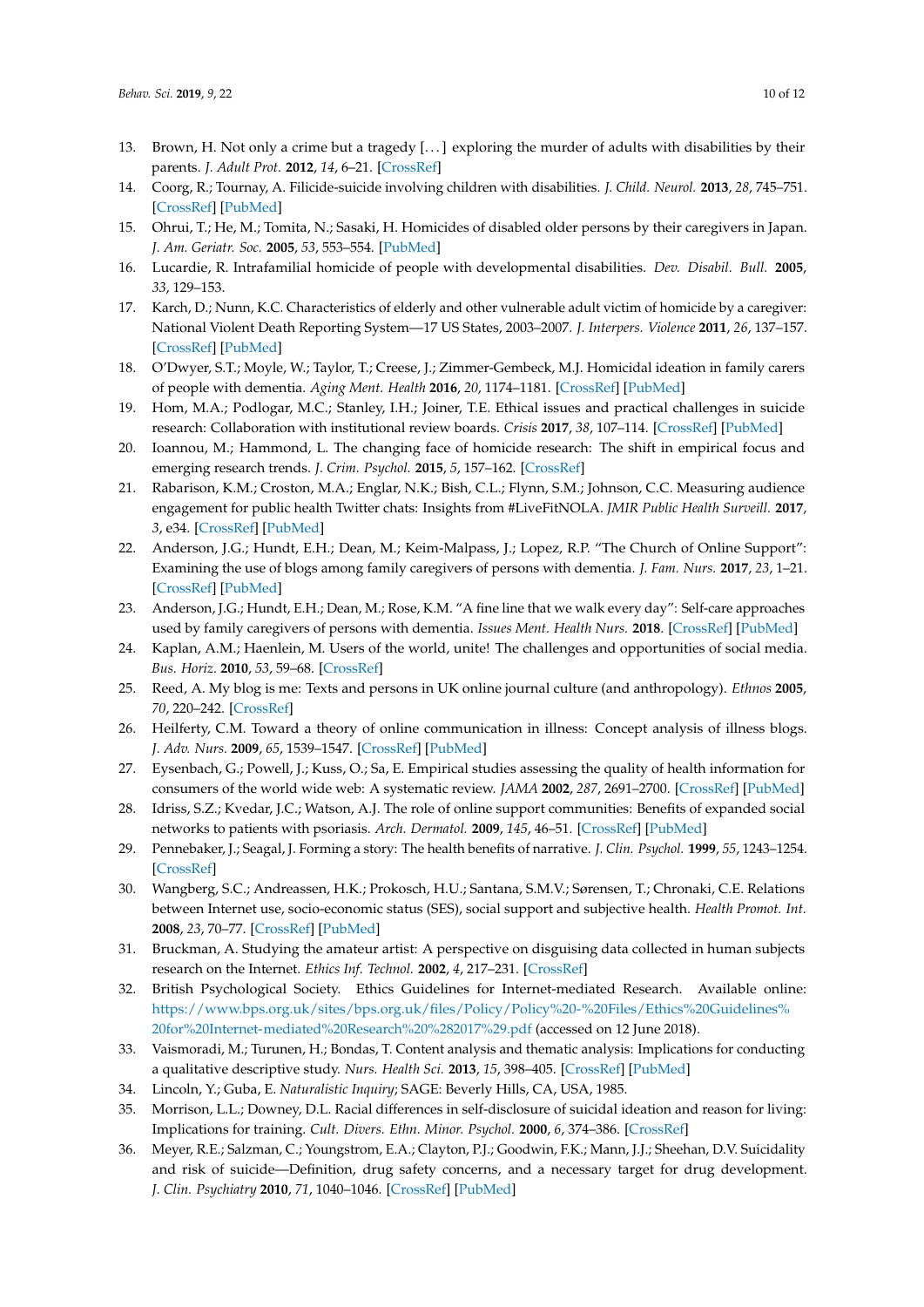13. Brown, H. Not only a crime but a tragedy [. . . ] exploring the murder of adults with disabilities by their parents. *J. Adult Prot.* **2012**, *14*, 6–21. [CrossRef]
14. Coorg, R.; Tournay, A. Filicide-suicide involving children with disabilities. *J. Child. Neurol.* **2013**, *28*, 745–751. [CrossRef] [PubMed]
15. Ohrui, T.; He, M.; Tomita, N.; Sasaki, H. Homicides of disabled older persons by their caregivers in Japan. *J. Am. Geriatr. Soc.* **2005**, *53*, 553–554. [PubMed]
16. Lucardie, R. Intrafamilial homicide of people with developmental disabilities. *Dev. Disabil. Bull.* **2005**, *33*, 129–153.
17. Karch, D.; Nunn, K.C. Characteristics of elderly and other vulnerable adult victim of homicide by a caregiver: National Violent Death Reporting System—17 US States, 2003–2007. *J. Interpers. Violence* **2011**, *26*, 137–157. [CrossRef] [PubMed]
18. O'Dwyer, S.T.; Moyle, W.; Taylor, T.; Creese, J.; Zimmer-Gembeck, M.J. Homicidal ideation in family carers of people with dementia. *Aging Ment. Health* **2016**, *20*, 1174–1181. [CrossRef] [PubMed]
19. Hom, M.A.; Podlogar, M.C.; Stanley, I.H.; Joiner, T.E. Ethical issues and practical challenges in suicide research: Collaboration with institutional review boards. *Crisis* **2017**, *38*, 107–114. [CrossRef] [PubMed]
20. Ioannou, M.; Hammond, L. The changing face of homicide research: The shift in empirical focus and emerging research trends. *J. Crim. Psychol.* **2015**, *5*, 157–162. [CrossRef]
21. Rabarison, K.M.; Croston, M.A.; Englar, N.K.; Bish, C.L.; Flynn, S.M.; Johnson, C.C. Measuring audience engagement for public health Twitter chats: Insights from #LiveFitNOLA. *JMIR Public Health Surveill.* **2017**, *3*, e34. [CrossRef] [PubMed]
22. Anderson, J.G.; Hundt, E.H.; Dean, M.; Keim-Malpass, J.; Lopez, R.P. "The Church of Online Support": Examining the use of blogs among family caregivers of persons with dementia. *J. Fam. Nurs.* **2017**, *23*, 1–21. [CrossRef] [PubMed]
23. Anderson, J.G.; Hundt, E.H.; Dean, M.; Rose, K.M. "A fine line that we walk every day": Self-care approaches used by family caregivers of persons with dementia. *Issues Ment. Health Nurs.* **2018**. [CrossRef] [PubMed]
24. Kaplan, A.M.; Haenlein, M. Users of the world, unite! The challenges and opportunities of social media. *Bus. Horiz.* **2010**, *53*, 59–68. [CrossRef]
25. Reed, A. My blog is me: Texts and persons in UK online journal culture (and anthropology). *Ethnos* **2005**, *70*, 220–242. [CrossRef]
26. Heilferty, C.M. Toward a theory of online communication in illness: Concept analysis of illness blogs. *J. Adv. Nurs.* **2009**, *65*, 1539–1547. [CrossRef] [PubMed]
27. Eysenbach, G.; Powell, J.; Kuss, O.; Sa, E. Empirical studies assessing the quality of health information for consumers of the world wide web: A systematic review. *JAMA* **2002**, *287*, 2691–2700. [CrossRef] [PubMed]
28. Idriss, S.Z.; Kvedar, J.C.; Watson, A.J. The role of online support communities: Benefits of expanded social networks to patients with psoriasis. *Arch. Dermatol.* **2009**, *145*, 46–51. [CrossRef] [PubMed]
29. Pennebaker, J.; Seagal, J. Forming a story: The health benefits of narrative. *J. Clin. Psychol.* **1999**, *55*, 1243–1254. [CrossRef]
30. Wangberg, S.C.; Andreassen, H.K.; Prokosch, H.U.; Santana, S.M.V.; Sørensen, T.; Chronaki, C.E. Relations between Internet use, socio-economic status (SES), social support and subjective health. *Health Promot. Int.* **2008**, *23*, 70–77. [CrossRef] [PubMed]
31. Bruckman, A. Studying the amateur artist: A perspective on disguising data collected in human subjects research on the Internet. *Ethics Inf. Technol.* **2002**, *4*, 217–231. [CrossRef]
32. British Psychological Society. Ethics Guidelines for Internet-mediated Research. Available online: https://www.bps.org.uk/sites/bps.org.uk/files/Policy/Policy%20-%20Files/Ethics%20Guidelines%20for%20Internet-mediated%20Research%20%282017%29.pdf (accessed on 12 June 2018).
33. Vaismoradi, M.; Turunen, H.; Bondas, T. Content analysis and thematic analysis: Implications for conducting a qualitative descriptive study. *Nurs. Health Sci.* **2013**, *15*, 398–405. [CrossRef] [PubMed]
34. Lincoln, Y.; Guba, E. *Naturalistic Inquiry*; SAGE: Beverly Hills, CA, USA, 1985.
35. Morrison, L.L.; Downey, D.L. Racial differences in self-disclosure of suicidal ideation and reason for living: Implications for training. *Cult. Divers. Ethn. Minor. Psychol.* **2000**, *6*, 374–386. [CrossRef]
36. Meyer, R.E.; Salzman, C.; Youngstrom, E.A.; Clayton, P.J.; Goodwin, F.K.; Mann, J.J.; Sheehan, D.V. Suicidality and risk of suicide—Definition, drug safety concerns, and a necessary target for drug development. *J. Clin. Psychiatry* **2010**, *71*, 1040–1046. [CrossRef] [PubMed]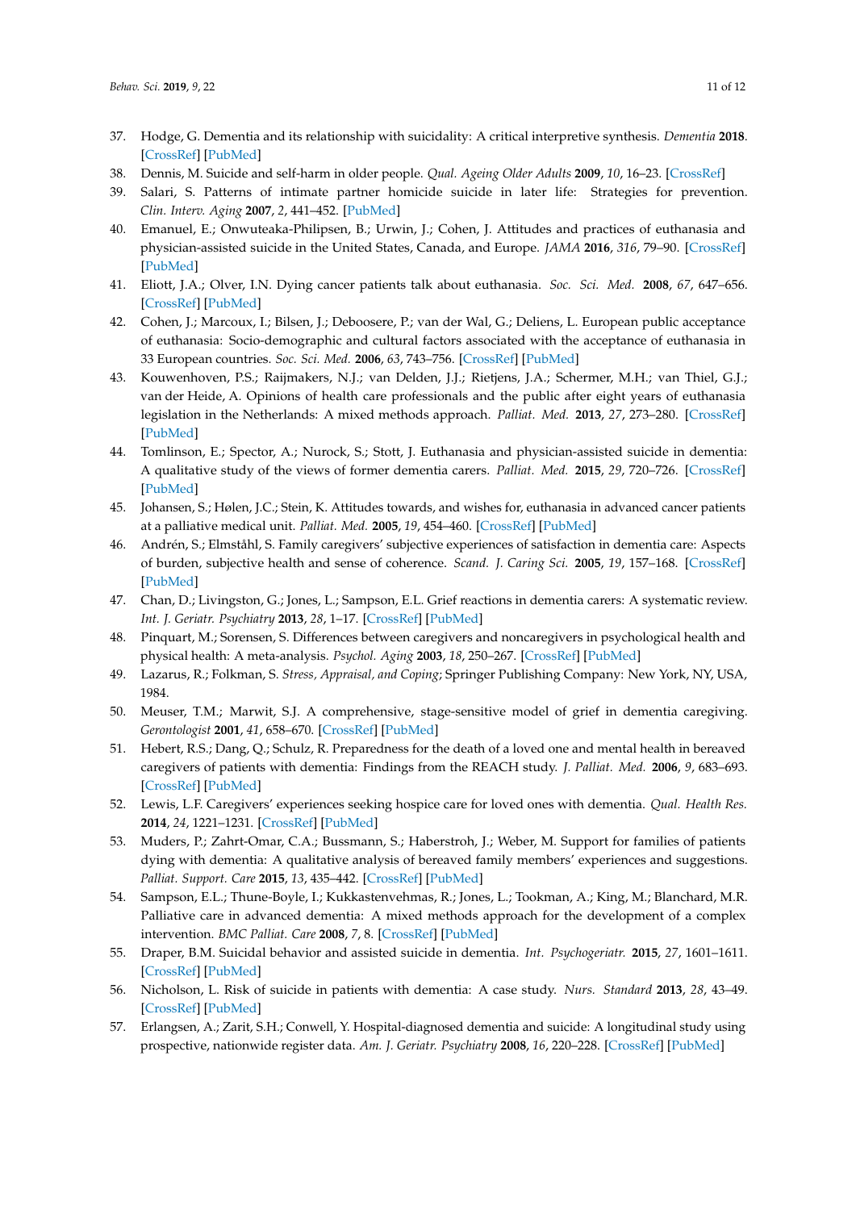37. Hodge, G. Dementia and its relationship with suicidality: A critical interpretive synthesis. *Dementia* **2018**. [CrossRef] [PubMed]
38. Dennis, M. Suicide and self-harm in older people. *Qual. Ageing Older Adults* **2009**, *10*, 16–23. [CrossRef]
39. Salari, S. Patterns of intimate partner homicide suicide in later life: Strategies for prevention. *Clin. Interv. Aging* **2007**, *2*, 441–452. [PubMed]
40. Emanuel, E.; Onwuteaka-Philipsen, B.; Urwin, J.; Cohen, J. Attitudes and practices of euthanasia and physician-assisted suicide in the United States, Canada, and Europe. *JAMA* **2016**, *316*, 79–90. [CrossRef] [PubMed]
41. Eliott, J.A.; Olver, I.N. Dying cancer patients talk about euthanasia. *Soc. Sci. Med.* **2008**, *67*, 647–656. [CrossRef] [PubMed]
42. Cohen, J.; Marcoux, I.; Bilsen, J.; Deboosere, P.; van der Wal, G.; Deliens, L. European public acceptance of euthanasia: Socio-demographic and cultural factors associated with the acceptance of euthanasia in 33 European countries. *Soc. Sci. Med.* **2006**, *63*, 743–756. [CrossRef] [PubMed]
43. Kouwenhoven, P.S.; Raijmakers, N.J.; van Delden, J.J.; Rietjens, J.A.; Schermer, M.H.; van Thiel, G.J.; van der Heide, A. Opinions of health care professionals and the public after eight years of euthanasia legislation in the Netherlands: A mixed methods approach. *Palliat. Med.* **2013**, *27*, 273–280. [CrossRef] [PubMed]
44. Tomlinson, E.; Spector, A.; Nurock, S.; Stott, J. Euthanasia and physician-assisted suicide in dementia: A qualitative study of the views of former dementia carers. *Palliat. Med.* **2015**, *29*, 720–726. [CrossRef] [PubMed]
45. Johansen, S.; Hølen, J.C.; Stein, K. Attitudes towards, and wishes for, euthanasia in advanced cancer patients at a palliative medical unit. *Palliat. Med.* **2005**, *19*, 454–460. [CrossRef] [PubMed]
46. Andrén, S.; Elmståhl, S. Family caregivers' subjective experiences of satisfaction in dementia care: Aspects of burden, subjective health and sense of coherence. *Scand. J. Caring Sci.* **2005**, *19*, 157–168. [CrossRef] [PubMed]
47. Chan, D.; Livingston, G.; Jones, L.; Sampson, E.L. Grief reactions in dementia carers: A systematic review. *Int. J. Geriatr. Psychiatry* **2013**, *28*, 1–17. [CrossRef] [PubMed]
48. Pinquart, M.; Sorensen, S. Differences between caregivers and noncaregivers in psychological health and physical health: A meta-analysis. *Psychol. Aging* **2003**, *18*, 250–267. [CrossRef] [PubMed]
49. Lazarus, R.; Folkman, S. *Stress, Appraisal, and Coping*; Springer Publishing Company: New York, NY, USA, 1984.
50. Meuser, T.M.; Marwit, S.J. A comprehensive, stage-sensitive model of grief in dementia caregiving. *Gerontologist* **2001**, *41*, 658–670. [CrossRef] [PubMed]
51. Hebert, R.S.; Dang, Q.; Schulz, R. Preparedness for the death of a loved one and mental health in bereaved caregivers of patients with dementia: Findings from the REACH study. *J. Palliat. Med.* **2006**, *9*, 683–693. [CrossRef] [PubMed]
52. Lewis, L.F. Caregivers' experiences seeking hospice care for loved ones with dementia. *Qual. Health Res.* **2014**, *24*, 1221–1231. [CrossRef] [PubMed]
53. Muders, P.; Zahrt-Omar, C.A.; Bussmann, S.; Haberstroh, J.; Weber, M. Support for families of patients dying with dementia: A qualitative analysis of bereaved family members' experiences and suggestions. *Palliat. Support. Care* **2015**, *13*, 435–442. [CrossRef] [PubMed]
54. Sampson, E.L.; Thune-Boyle, I.; Kukkastenvehmas, R.; Jones, L.; Tookman, A.; King, M.; Blanchard, M.R. Palliative care in advanced dementia: A mixed methods approach for the development of a complex intervention. *BMC Palliat. Care* **2008**, *7*, 8. [CrossRef] [PubMed]
55. Draper, B.M. Suicidal behavior and assisted suicide in dementia. *Int. Psychogeriatr.* **2015**, *27*, 1601–1611. [CrossRef] [PubMed]
56. Nicholson, L. Risk of suicide in patients with dementia: A case study. *Nurs. Standard* **2013**, *28*, 43–49. [CrossRef] [PubMed]
57. Erlangsen, A.; Zarit, S.H.; Conwell, Y. Hospital-diagnosed dementia and suicide: A longitudinal study using prospective, nationwide register data. *Am. J. Geriatr. Psychiatry* **2008**, *16*, 220–228. [CrossRef] [PubMed]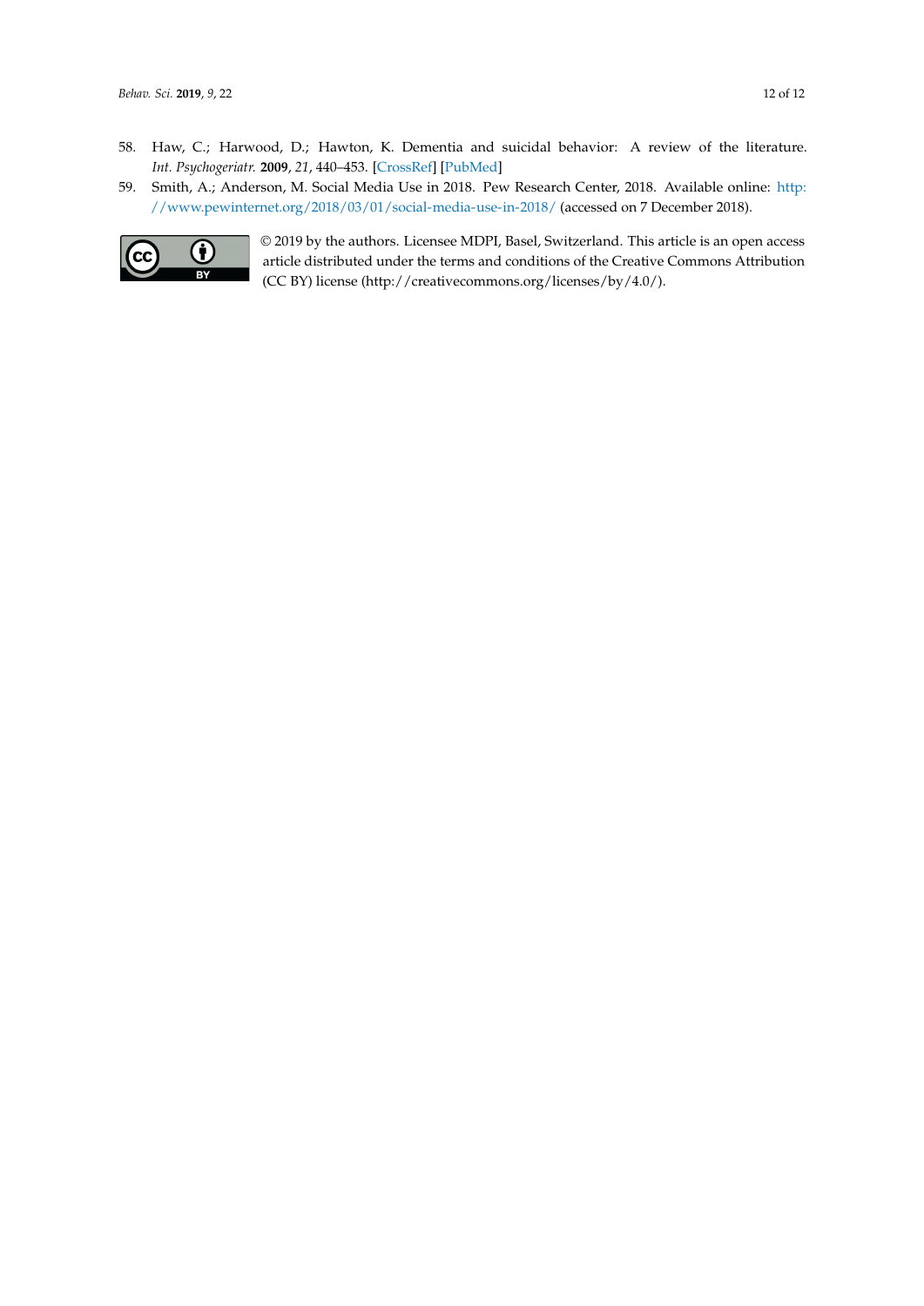58. Haw, C.; Harwood, D.; Hawton, K. Dementia and suicidal behavior: A review of the literature. *Int. Psychogeriatr.* **2009**, *21*, 440–453. [CrossRef] [PubMed]
59. Smith, A.; Anderson, M. Social Media Use in 2018. Pew Research Center, 2018. Available online: http://www.pewinternet.org/2018/03/01/social-media-use-in-2018/ (accessed on 7 December 2018).

© 2019 by the authors. Licensee MDPI, Basel, Switzerland. This article is an open access article distributed under the terms and conditions of the Creative Commons Attribution (CC BY) license (http://creativecommons.org/licenses/by/4.0/).